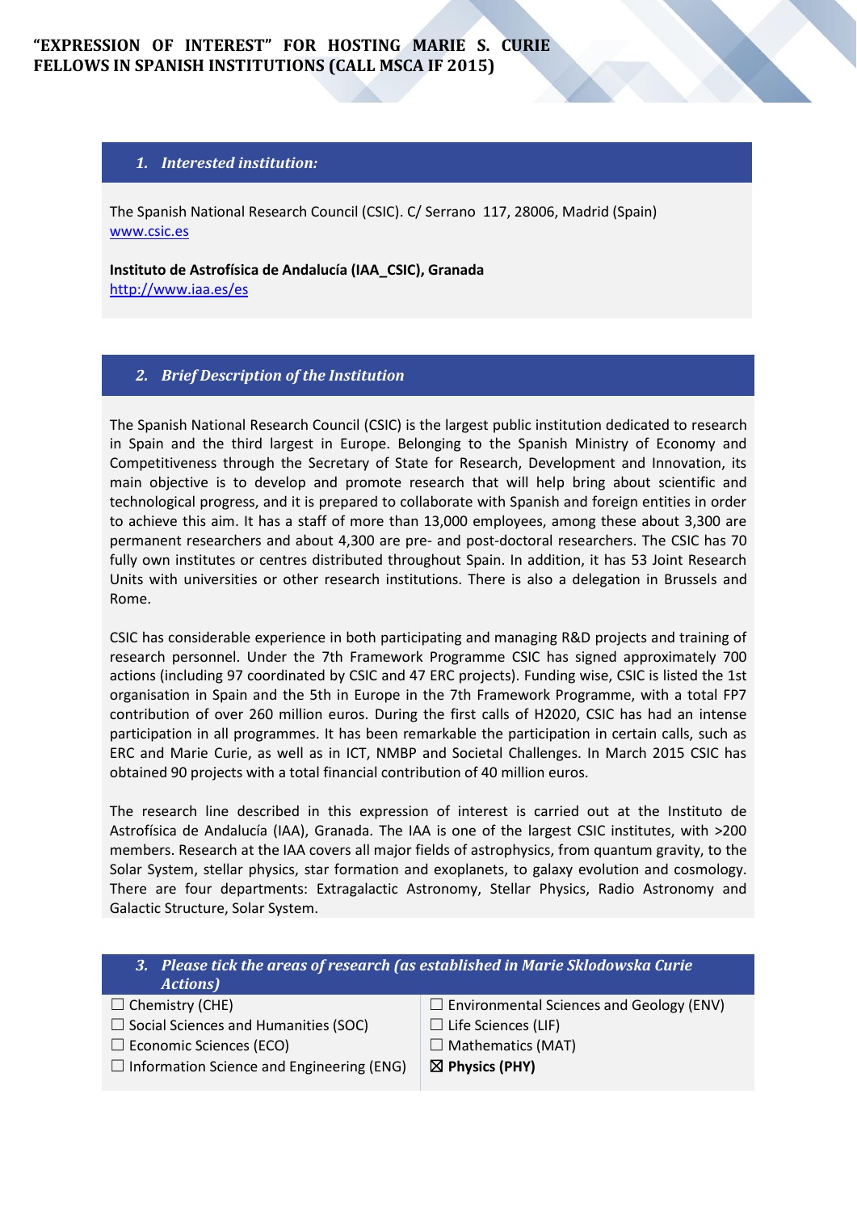# "EXPRESSION OF INTEREST" FOR HOSTING MARIE S. CURIE FELLOWS IN SPANISH INSTITUTIONS (CALL MSCA IF 2015)

## 1. *Interested institution:*

The Spanish National Research Council (CSIC). C/ Serrano 117, 28006, Madrid (Spain)
www.csic.es

**Instituto de Astrofísica de Andalucía (IAA_CSIC), Granada**
http://www.iaa.es/es

## 2. *Brief Description of the Institution*

The Spanish National Research Council (CSIC) is the largest public institution dedicated to research in Spain and the third largest in Europe. Belonging to the Spanish Ministry of Economy and Competitiveness through the Secretary of State for Research, Development and Innovation, its main objective is to develop and promote research that will help bring about scientific and technological progress, and it is prepared to collaborate with Spanish and foreign entities in order to achieve this aim. It has a staff of more than 13,000 employees, among these about 3,300 are permanent researchers and about 4,300 are pre- and post-doctoral researchers. The CSIC has 70 fully own institutes or centres distributed throughout Spain. In addition, it has 53 Joint Research Units with universities or other research institutions. There is also a delegation in Brussels and Rome.

CSIC has considerable experience in both participating and managing R&D projects and training of research personnel. Under the 7th Framework Programme CSIC has signed approximately 700 actions (including 97 coordinated by CSIC and 47 ERC projects). Funding wise, CSIC is listed the 1st organisation in Spain and the 5th in Europe in the 7th Framework Programme, with a total FP7 contribution of over 260 million euros. During the first calls of H2020, CSIC has had an intense participation in all programmes. It has been remarkable the participation in certain calls, such as ERC and Marie Curie, as well as in ICT, NMBP and Societal Challenges. In March 2015 CSIC has obtained 90 projects with a total financial contribution of 40 million euros.

The research line described in this expression of interest is carried out at the Instituto de Astrofísica de Andalucía (IAA), Granada. The IAA is one of the largest CSIC institutes, with >200 members. Research at the IAA covers all major fields of astrophysics, from quantum gravity, to the Solar System, stellar physics, star formation and exoplanets, to galaxy evolution and cosmology. There are four departments: Extragalactic Astronomy, Stellar Physics, Radio Astronomy and Galactic Structure, Solar System.

## 3. *Please tick the areas of research (as established in Marie Sklodowska Curie Actions)*

- ☐ Chemistry (CHE)
- ☐ Social Sciences and Humanities (SOC)
- ☐ Economic Sciences (ECO)
- ☐ Information Science and Engineering (ENG)
- ☐ Environmental Sciences and Geology (ENV)
- ☐ Life Sciences (LIF)
- ☐ Mathematics (MAT)
- ☒ **Physics (PHY)**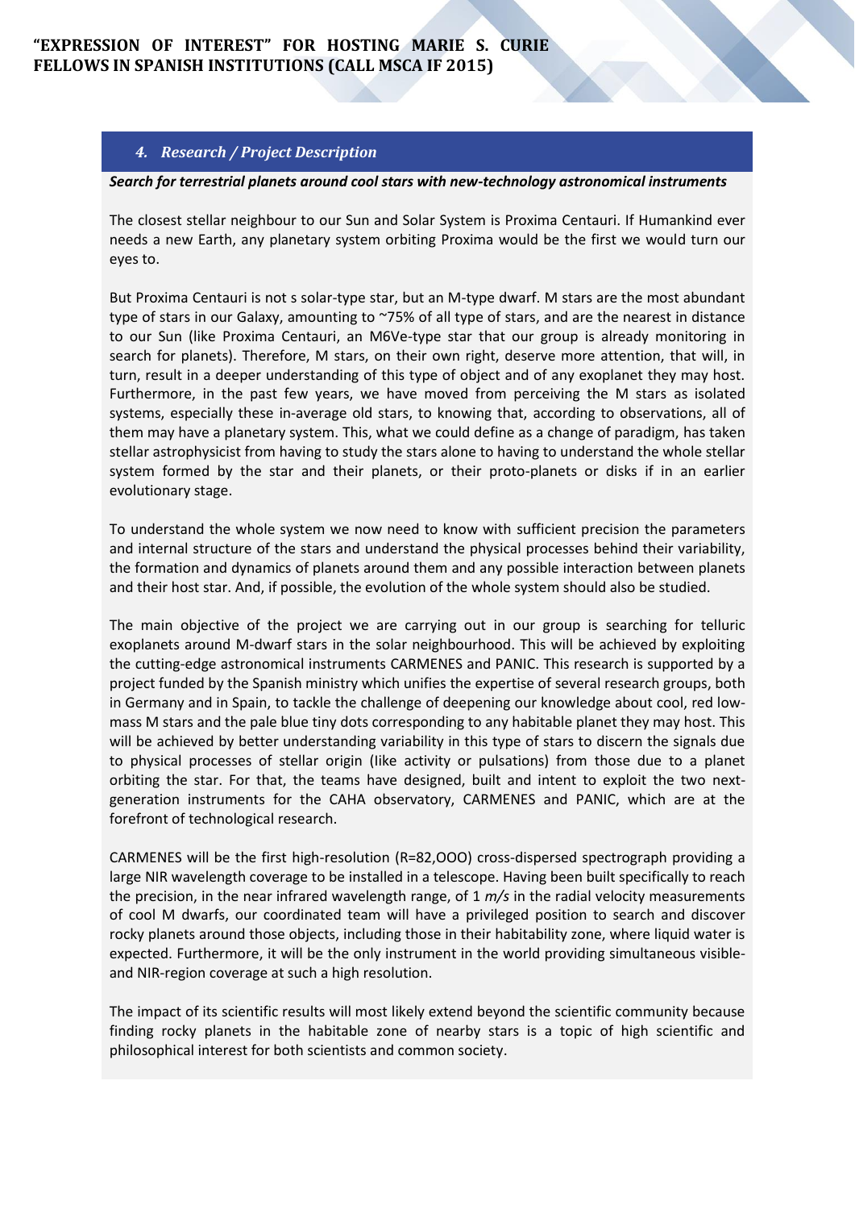## 4. Research / Project Description

***Search for terrestrial planets around cool stars with new-technology astronomical instruments***

The closest stellar neighbour to our Sun and Solar System is Proxima Centauri. If Humankind ever needs a new Earth, any planetary system orbiting Proxima would be the first we would turn our eyes to.

But Proxima Centauri is not s solar-type star, but an M-type dwarf. M stars are the most abundant type of stars in our Galaxy, amounting to ~75% of all type of stars, and are the nearest in distance to our Sun (like Proxima Centauri, an M6Ve-type star that our group is already monitoring in search for planets). Therefore, M stars, on their own right, deserve more attention, that will, in turn, result in a deeper understanding of this type of object and of any exoplanet they may host. Furthermore, in the past few years, we have moved from perceiving the M stars as isolated systems, especially these in-average old stars, to knowing that, according to observations, all of them may have a planetary system. This, what we could define as a change of paradigm, has taken stellar astrophysicist from having to study the stars alone to having to understand the whole stellar system formed by the star and their planets, or their proto-planets or disks if in an earlier evolutionary stage.

To understand the whole system we now need to know with sufficient precision the parameters and internal structure of the stars and understand the physical processes behind their variability, the formation and dynamics of planets around them and any possible interaction between planets and their host star. And, if possible, the evolution of the whole system should also be studied.

The main objective of the project we are carrying out in our group is searching for telluric exoplanets around M-dwarf stars in the solar neighbourhood. This will be achieved by exploiting the cutting-edge astronomical instruments CARMENES and PANIC. This research is supported by a project funded by the Spanish ministry which unifies the expertise of several research groups, both in Germany and in Spain, to tackle the challenge of deepening our knowledge about cool, red low-mass M stars and the pale blue tiny dots corresponding to any habitable planet they may host. This will be achieved by better understanding variability in this type of stars to discern the signals due to physical processes of stellar origin (like activity or pulsations) from those due to a planet orbiting the star. For that, the teams have designed, built and intent to exploit the two next-generation instruments for the CAHA observatory, CARMENES and PANIC, which are at the forefront of technological research.

CARMENES will be the first high-resolution (R=82,OOO) cross-dispersed spectrograph providing a large NIR wavelength coverage to be installed in a telescope. Having been built specifically to reach the precision, in the near infrared wavelength range, of 1 *m/s* in the radial velocity measurements of cool M dwarfs, our coordinated team will have a privileged position to search and discover rocky planets around those objects, including those in their habitability zone, where liquid water is expected. Furthermore, it will be the only instrument in the world providing simultaneous visible- and NIR-region coverage at such a high resolution.

The impact of its scientific results will most likely extend beyond the scientific community because finding rocky planets in the habitable zone of nearby stars is a topic of high scientific and philosophical interest for both scientists and common society.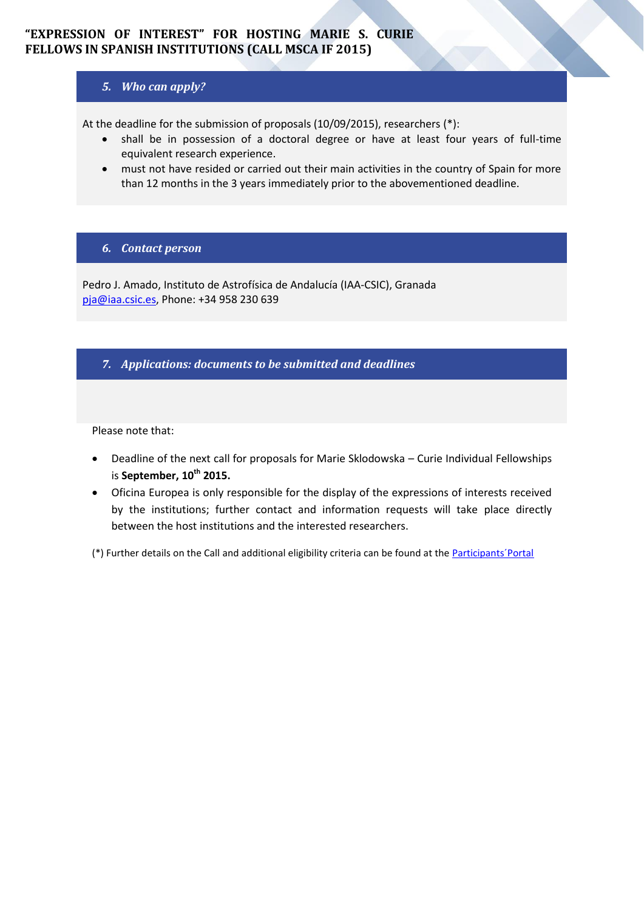## 5. Who can apply?

At the deadline for the submission of proposals (10/09/2015), researchers (*):

- shall be in possession of a doctoral degree or have at least four years of full-time equivalent research experience.
- must not have resided or carried out their main activities in the country of Spain for more than 12 months in the 3 years immediately prior to the abovementioned deadline.

## 6. Contact person

Pedro J. Amado, Instituto de Astrofísica de Andalucía (IAA-CSIC), Granada
pja@iaa.csic.es, Phone: +34 958 230 639

## 7. Applications: documents to be submitted and deadlines

Please note that:

- Deadline of the next call for proposals for Marie Sklodowska – Curie Individual Fellowships is **September, 10th 2015.**
- Oficina Europea is only responsible for the display of the expressions of interests received by the institutions; further contact and information requests will take place directly between the host institutions and the interested researchers.

(*) Further details on the Call and additional eligibility criteria can be found at the Participants´Portal